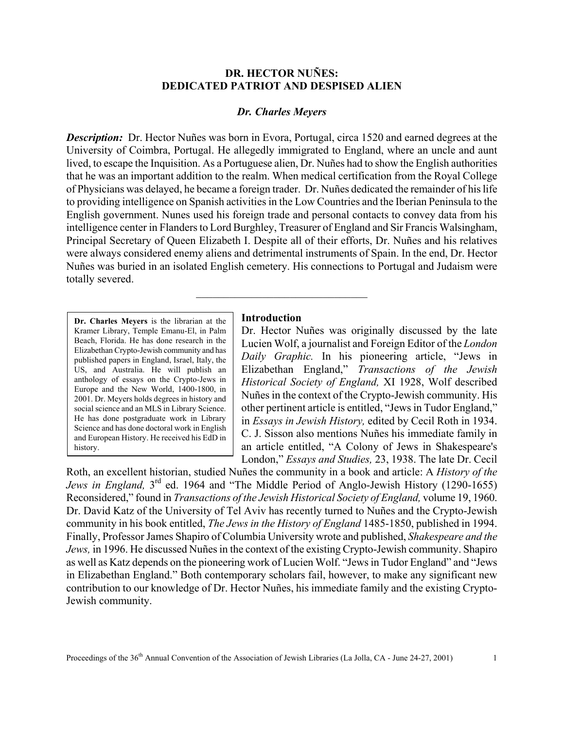# DR. HECTOR NUÑES: DEDICATED PATRIOT AND DESPISED ALIEN

***Dr. Charles Meyers***

***Description:*** Dr. Hector Nuñes was born in Evora, Portugal, circa 1520 and earned degrees at the University of Coimbra, Portugal. He allegedly immigrated to England, where an uncle and aunt lived, to escape the Inquisition. As a Portuguese alien, Dr. Nuñes had to show the English authorities that he was an important addition to the realm. When medical certification from the Royal College of Physicians was delayed, he became a foreign trader. Dr. Nuñes dedicated the remainder of his life to providing intelligence on Spanish activities in the Low Countries and the Iberian Peninsula to the English government. Nunes used his foreign trade and personal contacts to convey data from his intelligence center in Flanders to Lord Burghley, Treasurer of England and Sir Francis Walsingham, Principal Secretary of Queen Elizabeth I. Despite all of their efforts, Dr. Nuñes and his relatives were always considered enemy aliens and detrimental instruments of Spain. In the end, Dr. Hector Nuñes was buried in an isolated English cemetery. His connections to Portugal and Judaism were totally severed.

---

**Dr. Charles Meyers** is the librarian at the Kramer Library, Temple Emanu-El, in Palm Beach, Florida. He has done research in the Elizabethan Crypto-Jewish community and has published papers in England, Israel, Italy, the US, and Australia. He will publish an anthology of essays on the Crypto-Jews in Europe and the New World, 1400-1800, in 2001. Dr. Meyers holds degrees in history and social science and an MLS in Library Science. He has done postgraduate work in Library Science and has done doctoral work in English and European History. He received his EdD in history.

## Introduction

Dr. Hector Nuñes was originally discussed by the late Lucien Wolf, a journalist and Foreign Editor of the *London Daily Graphic.* In his pioneering article, "Jews in Elizabethan England," *Transactions of the Jewish Historical Society of England,* XI 1928, Wolf described Nuñes in the context of the Crypto-Jewish community. His other pertinent article is entitled, "Jews in Tudor England," in *Essays in Jewish History,* edited by Cecil Roth in 1934. C. J. Sisson also mentions Nuñes his immediate family in an article entitled, "A Colony of Jews in Shakespeare's London," *Essays and Studies,* 23, 1938. The late Dr. Cecil Roth, an excellent historian, studied Nuñes the community in a book and article: A *History of the Jews in England,* 3rd ed. 1964 and "The Middle Period of Anglo-Jewish History (1290-1655) Reconsidered," found in *Transactions of the Jewish Historical Society of England,* volume 19, 1960. Dr. David Katz of the University of Tel Aviv has recently turned to Nuñes and the Crypto-Jewish community in his book entitled, *The Jews in the History of England* 1485-1850, published in 1994. Finally, Professor James Shapiro of Columbia University wrote and published, *Shakespeare and the Jews,* in 1996. He discussed Nuñes in the context of the existing Crypto-Jewish community. Shapiro as well as Katz depends on the pioneering work of Lucien Wolf. "Jews in Tudor England" and "Jews in Elizabethan England." Both contemporary scholars fail, however, to make any significant new contribution to our knowledge of Dr. Hector Nuñes, his immediate family and the existing Crypto-Jewish community.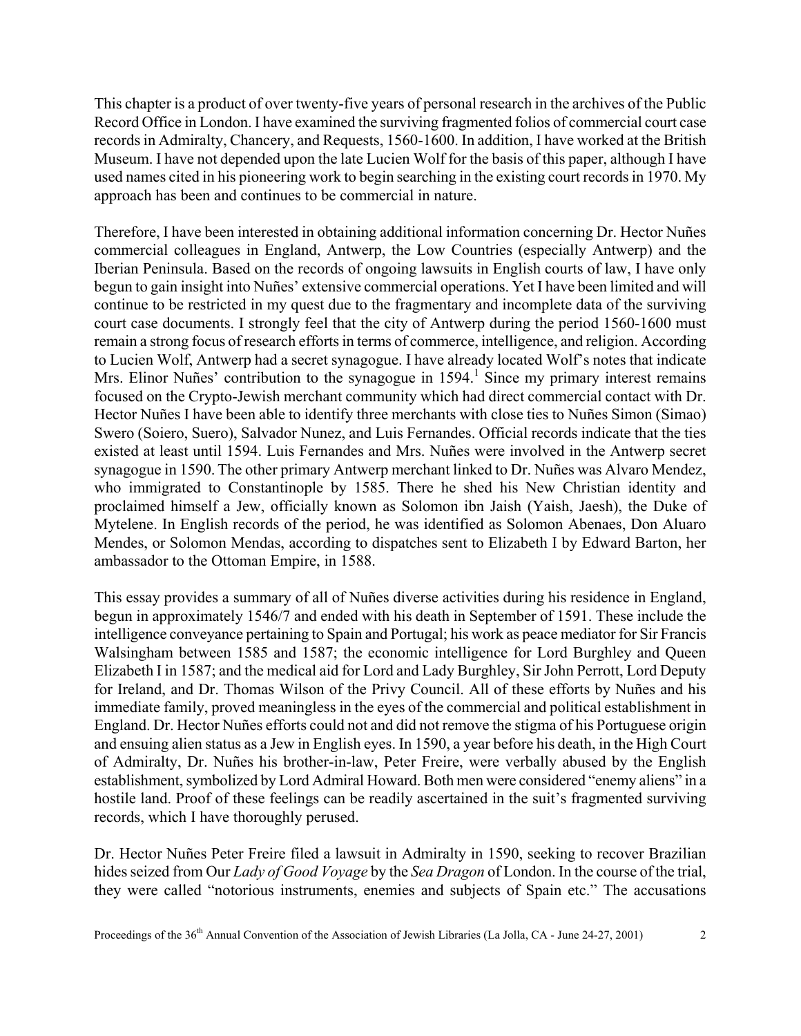This chapter is a product of over twenty-five years of personal research in the archives of the Public Record Office in London. I have examined the surviving fragmented folios of commercial court case records in Admiralty, Chancery, and Requests, 1560-1600. In addition, I have worked at the British Museum. I have not depended upon the late Lucien Wolf for the basis of this paper, although I have used names cited in his pioneering work to begin searching in the existing court records in 1970. My approach has been and continues to be commercial in nature.

Therefore, I have been interested in obtaining additional information concerning Dr. Hector Nuñes commercial colleagues in England, Antwerp, the Low Countries (especially Antwerp) and the Iberian Peninsula. Based on the records of ongoing lawsuits in English courts of law, I have only begun to gain insight into Nuñes' extensive commercial operations. Yet I have been limited and will continue to be restricted in my quest due to the fragmentary and incomplete data of the surviving court case documents. I strongly feel that the city of Antwerp during the period 1560-1600 must remain a strong focus of research efforts in terms of commerce, intelligence, and religion. According to Lucien Wolf, Antwerp had a secret synagogue. I have already located Wolf's notes that indicate Mrs. Elinor Nuñes' contribution to the synagogue in 1594.[1] Since my primary interest remains focused on the Crypto-Jewish merchant community which had direct commercial contact with Dr. Hector Nuñes I have been able to identify three merchants with close ties to Nuñes Simon (Simao) Swero (Soiero, Suero), Salvador Nunez, and Luis Fernandes. Official records indicate that the ties existed at least until 1594. Luis Fernandes and Mrs. Nuñes were involved in the Antwerp secret synagogue in 1590. The other primary Antwerp merchant linked to Dr. Nuñes was Alvaro Mendez, who immigrated to Constantinople by 1585. There he shed his New Christian identity and proclaimed himself a Jew, officially known as Solomon ibn Jaish (Yaish, Jaesh), the Duke of Mytelene. In English records of the period, he was identified as Solomon Abenaes, Don Aluaro Mendes, or Solomon Mendas, according to dispatches sent to Elizabeth I by Edward Barton, her ambassador to the Ottoman Empire, in 1588.

This essay provides a summary of all of Nuñes diverse activities during his residence in England, begun in approximately 1546/7 and ended with his death in September of 1591. These include the intelligence conveyance pertaining to Spain and Portugal; his work as peace mediator for Sir Francis Walsingham between 1585 and 1587; the economic intelligence for Lord Burghley and Queen Elizabeth I in 1587; and the medical aid for Lord and Lady Burghley, Sir John Perrott, Lord Deputy for Ireland, and Dr. Thomas Wilson of the Privy Council. All of these efforts by Nuñes and his immediate family, proved meaningless in the eyes of the commercial and political establishment in England. Dr. Hector Nuñes efforts could not and did not remove the stigma of his Portuguese origin and ensuing alien status as a Jew in English eyes. In 1590, a year before his death, in the High Court of Admiralty, Dr. Nuñes his brother-in-law, Peter Freire, were verbally abused by the English establishment, symbolized by Lord Admiral Howard. Both men were considered "enemy aliens" in a hostile land. Proof of these feelings can be readily ascertained in the suit's fragmented surviving records, which I have thoroughly perused.

Dr. Hector Nuñes Peter Freire filed a lawsuit in Admiralty in 1590, seeking to recover Brazilian hides seized from Our *Lady of Good Voyage* by the *Sea Dragon* of London. In the course of the trial, they were called "notorious instruments, enemies and subjects of Spain etc." The accusations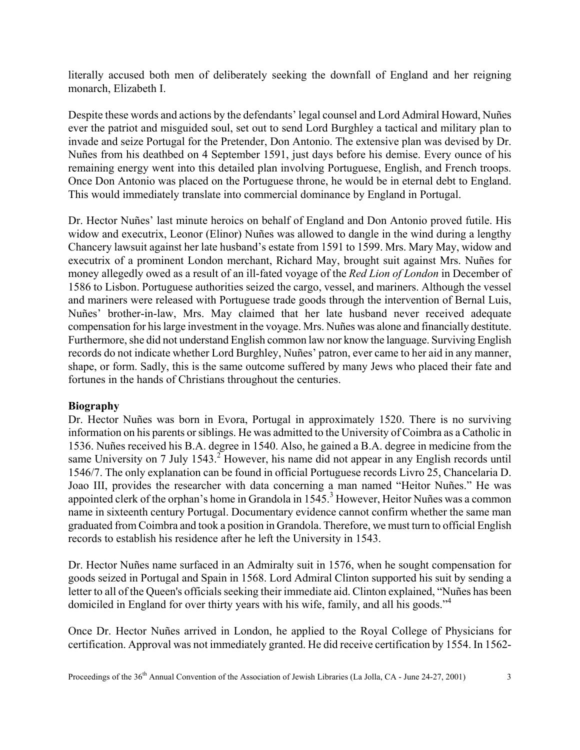literally accused both men of deliberately seeking the downfall of England and her reigning monarch, Elizabeth I.

Despite these words and actions by the defendants' legal counsel and Lord Admiral Howard, Nuñes ever the patriot and misguided soul, set out to send Lord Burghley a tactical and military plan to invade and seize Portugal for the Pretender, Don Antonio. The extensive plan was devised by Dr. Nuñes from his deathbed on 4 September 1591, just days before his demise. Every ounce of his remaining energy went into this detailed plan involving Portuguese, English, and French troops. Once Don Antonio was placed on the Portuguese throne, he would be in eternal debt to England. This would immediately translate into commercial dominance by England in Portugal.

Dr. Hector Nuñes' last minute heroics on behalf of England and Don Antonio proved futile. His widow and executrix, Leonor (Elinor) Nuñes was allowed to dangle in the wind during a lengthy Chancery lawsuit against her late husband's estate from 1591 to 1599. Mrs. Mary May, widow and executrix of a prominent London merchant, Richard May, brought suit against Mrs. Nuñes for money allegedly owed as a result of an ill-fated voyage of the *Red Lion of London* in December of 1586 to Lisbon. Portuguese authorities seized the cargo, vessel, and mariners. Although the vessel and mariners were released with Portuguese trade goods through the intervention of Bernal Luis, Nuñes' brother-in-law, Mrs. May claimed that her late husband never received adequate compensation for his large investment in the voyage. Mrs. Nuñes was alone and financially destitute. Furthermore, she did not understand English common law nor know the language. Surviving English records do not indicate whether Lord Burghley, Nuñes' patron, ever came to her aid in any manner, shape, or form. Sadly, this is the same outcome suffered by many Jews who placed their fate and fortunes in the hands of Christians throughout the centuries.

**Biography**

Dr. Hector Nuñes was born in Evora, Portugal in approximately 1520. There is no surviving information on his parents or siblings. He was admitted to the University of Coimbra as a Catholic in 1536. Nuñes received his B.A. degree in 1540. Also, he gained a B.A. degree in medicine from the same University on 7 July 1543.[2] However, his name did not appear in any English records until 1546/7. The only explanation can be found in official Portuguese records Livro 25, Chancelaria D. Joao III, provides the researcher with data concerning a man named "Heitor Nuñes." He was appointed clerk of the orphan's home in Grandola in 1545.[3] However, Heitor Nuñes was a common name in sixteenth century Portugal. Documentary evidence cannot confirm whether the same man graduated from Coimbra and took a position in Grandola. Therefore, we must turn to official English records to establish his residence after he left the University in 1543.

Dr. Hector Nuñes name surfaced in an Admiralty suit in 1576, when he sought compensation for goods seized in Portugal and Spain in 1568. Lord Admiral Clinton supported his suit by sending a letter to all of the Queen's officials seeking their immediate aid. Clinton explained, "Nuñes has been domiciled in England for over thirty years with his wife, family, and all his goods."[4]

Once Dr. Hector Nuñes arrived in London, he applied to the Royal College of Physicians for certification. Approval was not immediately granted. He did receive certification by 1554. In 1562-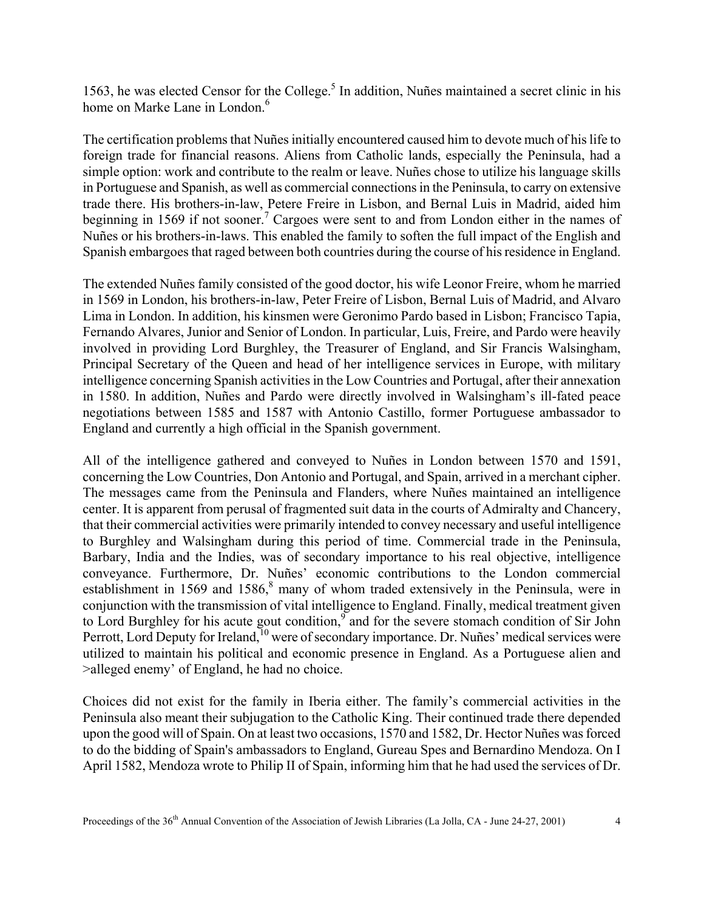1563, he was elected Censor for the College.[5] In addition, Nuñes maintained a secret clinic in his home on Marke Lane in London.[6]

The certification problems that Nuñes initially encountered caused him to devote much of his life to foreign trade for financial reasons. Aliens from Catholic lands, especially the Peninsula, had a simple option: work and contribute to the realm or leave. Nuñes chose to utilize his language skills in Portuguese and Spanish, as well as commercial connections in the Peninsula, to carry on extensive trade there. His brothers-in-law, Petere Freire in Lisbon, and Bernal Luis in Madrid, aided him beginning in 1569 if not sooner.[7] Cargoes were sent to and from London either in the names of Nuñes or his brothers-in-laws. This enabled the family to soften the full impact of the English and Spanish embargoes that raged between both countries during the course of his residence in England.

The extended Nuñes family consisted of the good doctor, his wife Leonor Freire, whom he married in 1569 in London, his brothers-in-law, Peter Freire of Lisbon, Bernal Luis of Madrid, and Alvaro Lima in London. In addition, his kinsmen were Geronimo Pardo based in Lisbon; Francisco Tapia, Fernando Alvares, Junior and Senior of London. In particular, Luis, Freire, and Pardo were heavily involved in providing Lord Burghley, the Treasurer of England, and Sir Francis Walsingham, Principal Secretary of the Queen and head of her intelligence services in Europe, with military intelligence concerning Spanish activities in the Low Countries and Portugal, after their annexation in 1580. In addition, Nuñes and Pardo were directly involved in Walsingham's ill-fated peace negotiations between 1585 and 1587 with Antonio Castillo, former Portuguese ambassador to England and currently a high official in the Spanish government.

All of the intelligence gathered and conveyed to Nuñes in London between 1570 and 1591, concerning the Low Countries, Don Antonio and Portugal, and Spain, arrived in a merchant cipher. The messages came from the Peninsula and Flanders, where Nuñes maintained an intelligence center. It is apparent from perusal of fragmented suit data in the courts of Admiralty and Chancery, that their commercial activities were primarily intended to convey necessary and useful intelligence to Burghley and Walsingham during this period of time. Commercial trade in the Peninsula, Barbary, India and the Indies, was of secondary importance to his real objective, intelligence conveyance. Furthermore, Dr. Nuñes' economic contributions to the London commercial establishment in 1569 and 1586,[8] many of whom traded extensively in the Peninsula, were in conjunction with the transmission of vital intelligence to England. Finally, medical treatment given to Lord Burghley for his acute gout condition,[9] and for the severe stomach condition of Sir John Perrott, Lord Deputy for Ireland,[10] were of secondary importance. Dr. Nuñes' medical services were utilized to maintain his political and economic presence in England. As a Portuguese alien and >alleged enemy' of England, he had no choice.

Choices did not exist for the family in Iberia either. The family's commercial activities in the Peninsula also meant their subjugation to the Catholic King. Their continued trade there depended upon the good will of Spain. On at least two occasions, 1570 and 1582, Dr. Hector Nuñes was forced to do the bidding of Spain's ambassadors to England, Gureau Spes and Bernardino Mendoza. On I April 1582, Mendoza wrote to Philip II of Spain, informing him that he had used the services of Dr.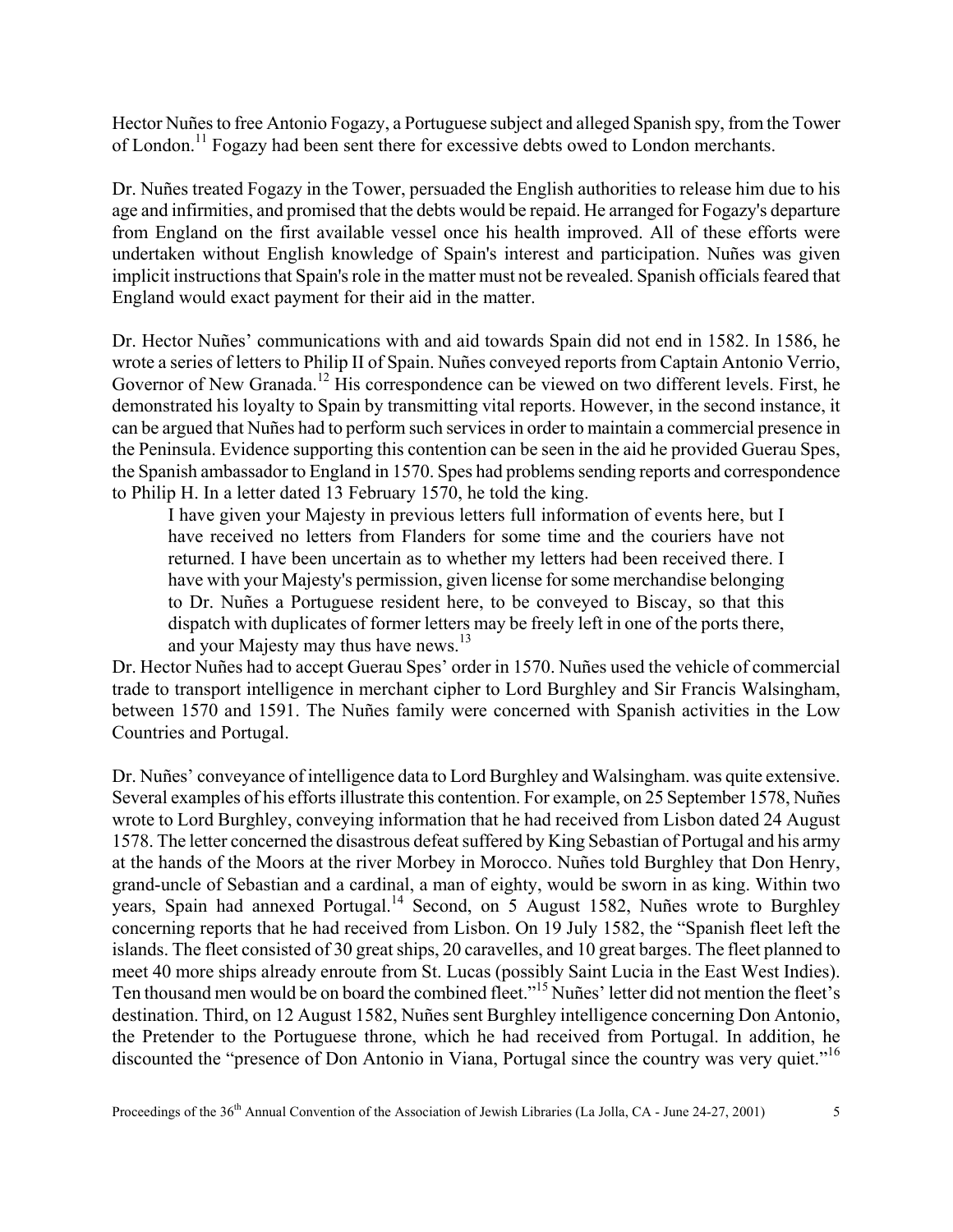Hector Nuñes to free Antonio Fogazy, a Portuguese subject and alleged Spanish spy, from the Tower of London.[11] Fogazy had been sent there for excessive debts owed to London merchants.

Dr. Nuñes treated Fogazy in the Tower, persuaded the English authorities to release him due to his age and infirmities, and promised that the debts would be repaid. He arranged for Fogazy's departure from England on the first available vessel once his health improved. All of these efforts were undertaken without English knowledge of Spain's interest and participation. Nuñes was given implicit instructions that Spain's role in the matter must not be revealed. Spanish officials feared that England would exact payment for their aid in the matter.

Dr. Hector Nuñes' communications with and aid towards Spain did not end in 1582. In 1586, he wrote a series of letters to Philip II of Spain. Nuñes conveyed reports from Captain Antonio Verrio, Governor of New Granada.[12] His correspondence can be viewed on two different levels. First, he demonstrated his loyalty to Spain by transmitting vital reports. However, in the second instance, it can be argued that Nuñes had to perform such services in order to maintain a commercial presence in the Peninsula. Evidence supporting this contention can be seen in the aid he provided Guerau Spes, the Spanish ambassador to England in 1570. Spes had problems sending reports and correspondence to Philip H. In a letter dated 13 February 1570, he told the king.

> I have given your Majesty in previous letters full information of events here, but I have received no letters from Flanders for some time and the couriers have not returned. I have been uncertain as to whether my letters had been received there. I have with your Majesty's permission, given license for some merchandise belonging to Dr. Nuñes a Portuguese resident here, to be conveyed to Biscay, so that this dispatch with duplicates of former letters may be freely left in one of the ports there, and your Majesty may thus have news.[13]

Dr. Hector Nuñes had to accept Guerau Spes' order in 1570. Nuñes used the vehicle of commercial trade to transport intelligence in merchant cipher to Lord Burghley and Sir Francis Walsingham, between 1570 and 1591. The Nuñes family were concerned with Spanish activities in the Low Countries and Portugal.

Dr. Nuñes' conveyance of intelligence data to Lord Burghley and Walsingham. was quite extensive. Several examples of his efforts illustrate this contention. For example, on 25 September 1578, Nuñes wrote to Lord Burghley, conveying information that he had received from Lisbon dated 24 August 1578. The letter concerned the disastrous defeat suffered by King Sebastian of Portugal and his army at the hands of the Moors at the river Morbey in Morocco. Nuñes told Burghley that Don Henry, grand-uncle of Sebastian and a cardinal, a man of eighty, would be sworn in as king. Within two years, Spain had annexed Portugal.[14] Second, on 5 August 1582, Nuñes wrote to Burghley concerning reports that he had received from Lisbon. On 19 July 1582, the "Spanish fleet left the islands. The fleet consisted of 30 great ships, 20 caravelles, and 10 great barges. The fleet planned to meet 40 more ships already enroute from St. Lucas (possibly Saint Lucia in the East West Indies). Ten thousand men would be on board the combined fleet."[15] Nuñes' letter did not mention the fleet's destination. Third, on 12 August 1582, Nuñes sent Burghley intelligence concerning Don Antonio, the Pretender to the Portuguese throne, which he had received from Portugal. In addition, he discounted the "presence of Don Antonio in Viana, Portugal since the country was very quiet."[16]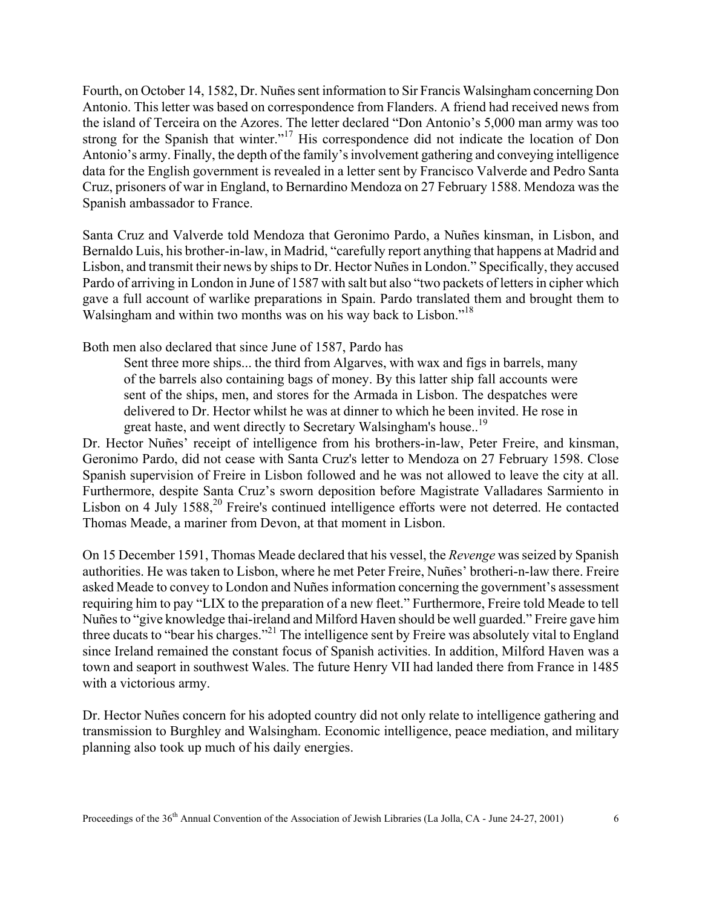Fourth, on October 14, 1582, Dr. Nuñes sent information to Sir Francis Walsingham concerning Don Antonio. This letter was based on correspondence from Flanders. A friend had received news from the island of Terceira on the Azores. The letter declared "Don Antonio's 5,000 man army was too strong for the Spanish that winter."[17] His correspondence did not indicate the location of Don Antonio's army. Finally, the depth of the family's involvement gathering and conveying intelligence data for the English government is revealed in a letter sent by Francisco Valverde and Pedro Santa Cruz, prisoners of war in England, to Bernardino Mendoza on 27 February 1588. Mendoza was the Spanish ambassador to France.

Santa Cruz and Valverde told Mendoza that Geronimo Pardo, a Nuñes kinsman, in Lisbon, and Bernaldo Luis, his brother-in-law, in Madrid, "carefully report anything that happens at Madrid and Lisbon, and transmit their news by ships to Dr. Hector Nuñes in London." Specifically, they accused Pardo of arriving in London in June of 1587 with salt but also "two packets of letters in cipher which gave a full account of warlike preparations in Spain. Pardo translated them and brought them to Walsingham and within two months was on his way back to Lisbon."[18]

Both men also declared that since June of 1587, Pardo has

> Sent three more ships... the third from Algarves, with wax and figs in barrels, many of the barrels also containing bags of money. By this latter ship fall accounts were sent of the ships, men, and stores for the Armada in Lisbon. The despatches were delivered to Dr. Hector whilst he was at dinner to which he been invited. He rose in great haste, and went directly to Secretary Walsingham's house..[19]

Dr. Hector Nuñes' receipt of intelligence from his brothers-in-law, Peter Freire, and kinsman, Geronimo Pardo, did not cease with Santa Cruz's letter to Mendoza on 27 February 1598. Close Spanish supervision of Freire in Lisbon followed and he was not allowed to leave the city at all. Furthermore, despite Santa Cruz's sworn deposition before Magistrate Valladares Sarmiento in Lisbon on 4 July 1588,[20] Freire's continued intelligence efforts were not deterred. He contacted Thomas Meade, a mariner from Devon, at that moment in Lisbon.

On 15 December 1591, Thomas Meade declared that his vessel, the *Revenge* was seized by Spanish authorities. He was taken to Lisbon, where he met Peter Freire, Nuñes' brotheri-n-law there. Freire asked Meade to convey to London and Nuñes information concerning the government's assessment requiring him to pay "LIX to the preparation of a new fleet." Furthermore, Freire told Meade to tell Nuñes to "give knowledge thai-ireland and Milford Haven should be well guarded." Freire gave him three ducats to "bear his charges."[21] The intelligence sent by Freire was absolutely vital to England since Ireland remained the constant focus of Spanish activities. In addition, Milford Haven was a town and seaport in southwest Wales. The future Henry VII had landed there from France in 1485 with a victorious army.

Dr. Hector Nuñes concern for his adopted country did not only relate to intelligence gathering and transmission to Burghley and Walsingham. Economic intelligence, peace mediation, and military planning also took up much of his daily energies.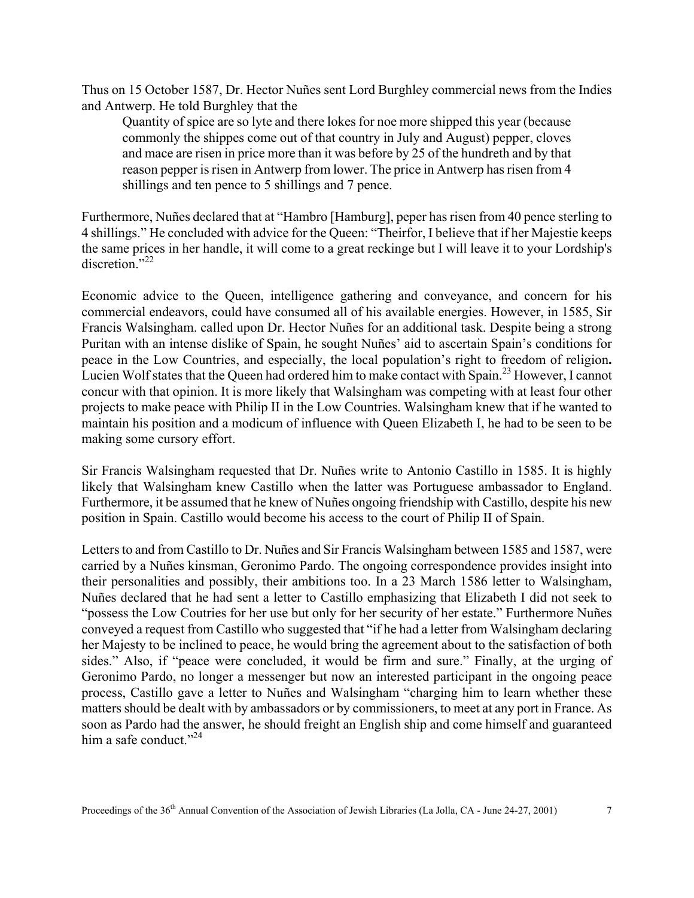Thus on 15 October 1587, Dr. Hector Nuñes sent Lord Burghley commercial news from the Indies and Antwerp. He told Burghley that the

> Quantity of spice are so lyte and there lokes for noe more shipped this year (because commonly the shippes come out of that country in July and August) pepper, cloves and mace are risen in price more than it was before by 25 of the hundreth and by that reason pepper is risen in Antwerp from lower. The price in Antwerp has risen from 4 shillings and ten pence to 5 shillings and 7 pence.

Furthermore, Nuñes declared that at "Hambro [Hamburg], peper has risen from 40 pence sterling to 4 shillings." He concluded with advice for the Queen: "Theirfor, I believe that if her Majestie keeps the same prices in her handle, it will come to a great reckinge but I will leave it to your Lordship's discretion."[22]

Economic advice to the Queen, intelligence gathering and conveyance, and concern for his commercial endeavors, could have consumed all of his available energies. However, in 1585, Sir Francis Walsingham. called upon Dr. Hector Nuñes for an additional task. Despite being a strong Puritan with an intense dislike of Spain, he sought Nuñes' aid to ascertain Spain's conditions for peace in the Low Countries, and especially, the local population's right to freedom of religion**.** Lucien Wolf states that the Queen had ordered him to make contact with Spain.[23] However, I cannot concur with that opinion. It is more likely that Walsingham was competing with at least four other projects to make peace with Philip II in the Low Countries. Walsingham knew that if he wanted to maintain his position and a modicum of influence with Queen Elizabeth I, he had to be seen to be making some cursory effort.

Sir Francis Walsingham requested that Dr. Nuñes write to Antonio Castillo in 1585. It is highly likely that Walsingham knew Castillo when the latter was Portuguese ambassador to England. Furthermore, it be assumed that he knew of Nuñes ongoing friendship with Castillo, despite his new position in Spain. Castillo would become his access to the court of Philip II of Spain.

Letters to and from Castillo to Dr. Nuñes and Sir Francis Walsingham between 1585 and 1587, were carried by a Nuñes kinsman, Geronimo Pardo. The ongoing correspondence provides insight into their personalities and possibly, their ambitions too. In a 23 March 1586 letter to Walsingham, Nuñes declared that he had sent a letter to Castillo emphasizing that Elizabeth I did not seek to "possess the Low Coutries for her use but only for her security of her estate." Furthermore Nuñes conveyed a request from Castillo who suggested that "if he had a letter from Walsingham declaring her Majesty to be inclined to peace, he would bring the agreement about to the satisfaction of both sides." Also, if "peace were concluded, it would be firm and sure." Finally, at the urging of Geronimo Pardo, no longer a messenger but now an interested participant in the ongoing peace process, Castillo gave a letter to Nuñes and Walsingham "charging him to learn whether these matters should be dealt with by ambassadors or by commissioners, to meet at any port in France. As soon as Pardo had the answer, he should freight an English ship and come himself and guaranteed him a safe conduct."[24]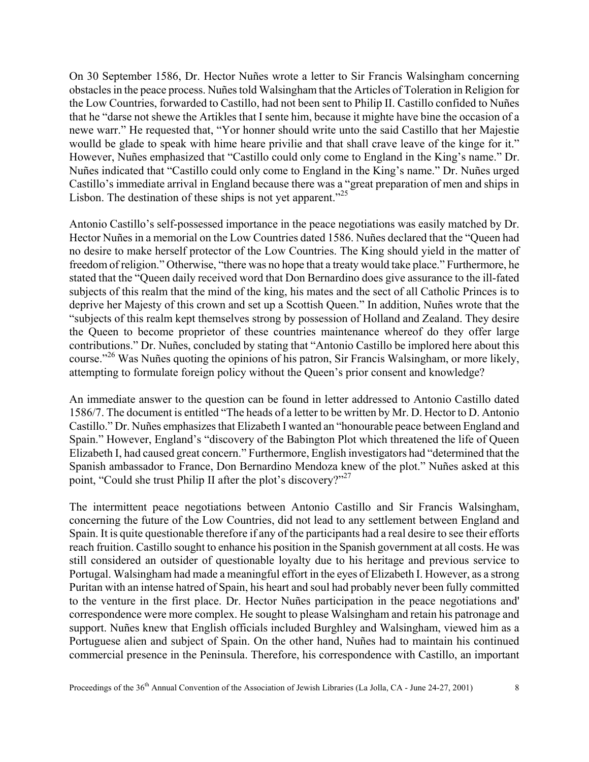On 30 September 1586, Dr. Hector Nuñes wrote a letter to Sir Francis Walsingham concerning obstacles in the peace process. Nuñes told Walsingham that the Articles of Toleration in Religion for the Low Countries, forwarded to Castillo, had not been sent to Philip II. Castillo confided to Nuñes that he "darse not shewe the Artikles that I sente him, because it mighte have bine the occasion of a newe warr." He requested that, "Yor honner should write unto the said Castillo that her Majestie woulld be glade to speak with hime heare privilie and that shall crave leave of the kinge for it." However, Nuñes emphasized that "Castillo could only come to England in the King's name." Dr. Nuñes indicated that "Castillo could only come to England in the King's name." Dr. Nuñes urged Castillo's immediate arrival in England because there was a "great preparation of men and ships in Lisbon. The destination of these ships is not yet apparent."[25]

Antonio Castillo's self-possessed importance in the peace negotiations was easily matched by Dr. Hector Nuñes in a memorial on the Low Countries dated 1586. Nuñes declared that the "Queen had no desire to make herself protector of the Low Countries. The King should yield in the matter of freedom of religion." Otherwise, "there was no hope that a treaty would take place." Furthermore, he stated that the "Queen daily received word that Don Bernardino does give assurance to the ill-fated subjects of this realm that the mind of the king, his mates and the sect of all Catholic Princes is to deprive her Majesty of this crown and set up a Scottish Queen." In addition, Nuñes wrote that the "subjects of this realm kept themselves strong by possession of Holland and Zealand. They desire the Queen to become proprietor of these countries maintenance whereof do they offer large contributions." Dr. Nuñes, concluded by stating that "Antonio Castillo be implored here about this course."[26] Was Nuñes quoting the opinions of his patron, Sir Francis Walsingham, or more likely, attempting to formulate foreign policy without the Queen's prior consent and knowledge?

An immediate answer to the question can be found in letter addressed to Antonio Castillo dated 1586/7. The document is entitled "The heads of a letter to be written by Mr. D. Hector to D. Antonio Castillo." Dr. Nuñes emphasizes that Elizabeth I wanted an "honourable peace between England and Spain." However, England's "discovery of the Babington Plot which threatened the life of Queen Elizabeth I, had caused great concern." Furthermore, English investigators had "determined that the Spanish ambassador to France, Don Bernardino Mendoza knew of the plot." Nuñes asked at this point, "Could she trust Philip II after the plot's discovery?"[27]

The intermittent peace negotiations between Antonio Castillo and Sir Francis Walsingham, concerning the future of the Low Countries, did not lead to any settlement between England and Spain. It is quite questionable therefore if any of the participants had a real desire to see their efforts reach fruition. Castillo sought to enhance his position in the Spanish government at all costs. He was still considered an outsider of questionable loyalty due to his heritage and previous service to Portugal. Walsingham had made a meaningful effort in the eyes of Elizabeth I. However, as a strong Puritan with an intense hatred of Spain, his heart and soul had probably never been fully committed to the venture in the first place. Dr. Hector Nuñes participation in the peace negotiations and' correspondence were more complex. He sought to please Walsingham and retain his patronage and support. Nuñes knew that English officials included Burghley and Walsingham, viewed him as a Portuguese alien and subject of Spain. On the other hand, Nuñes had to maintain his continued commercial presence in the Peninsula. Therefore, his correspondence with Castillo, an important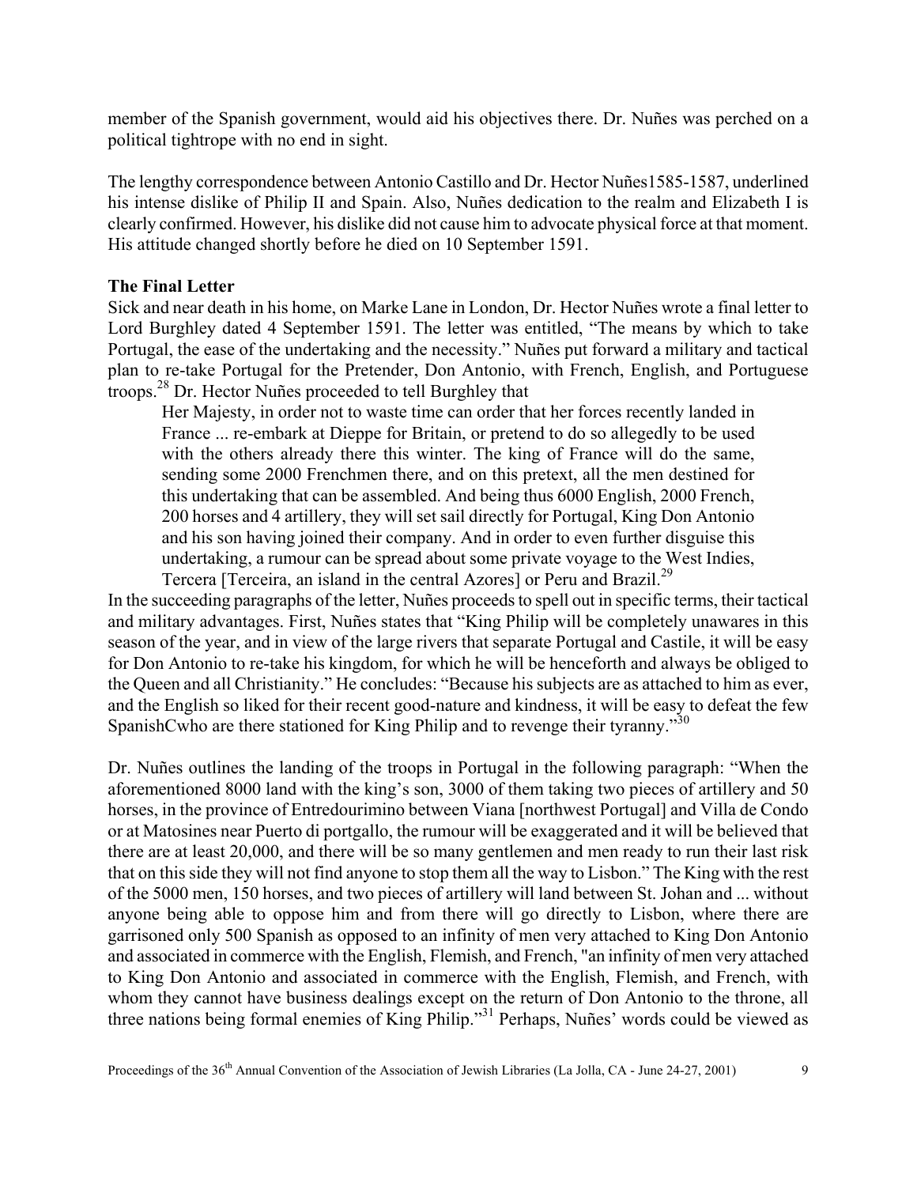member of the Spanish government, would aid his objectives there. Dr. Nuñes was perched on a political tightrope with no end in sight.

The lengthy correspondence between Antonio Castillo and Dr. Hector Nuñes1585-1587, underlined his intense dislike of Philip II and Spain. Also, Nuñes dedication to the realm and Elizabeth I is clearly confirmed. However, his dislike did not cause him to advocate physical force at that moment. His attitude changed shortly before he died on 10 September 1591.

**The Final Letter**

Sick and near death in his home, on Marke Lane in London, Dr. Hector Nuñes wrote a final letter to Lord Burghley dated 4 September 1591. The letter was entitled, "The means by which to take Portugal, the ease of the undertaking and the necessity." Nuñes put forward a military and tactical plan to re-take Portugal for the Pretender, Don Antonio, with French, English, and Portuguese troops.[28] Dr. Hector Nuñes proceeded to tell Burghley that

> Her Majesty, in order not to waste time can order that her forces recently landed in France ... re-embark at Dieppe for Britain, or pretend to do so allegedly to be used with the others already there this winter. The king of France will do the same, sending some 2000 Frenchmen there, and on this pretext, all the men destined for this undertaking that can be assembled. And being thus 6000 English, 2000 French, 200 horses and 4 artillery, they will set sail directly for Portugal, King Don Antonio and his son having joined their company. And in order to even further disguise this undertaking, a rumour can be spread about some private voyage to the West Indies, Tercera [Terceira, an island in the central Azores] or Peru and Brazil.[29]

In the succeeding paragraphs of the letter, Nuñes proceeds to spell out in specific terms, their tactical and military advantages. First, Nuñes states that "King Philip will be completely unawares in this season of the year, and in view of the large rivers that separate Portugal and Castile, it will be easy for Don Antonio to re-take his kingdom, for which he will be henceforth and always be obliged to the Queen and all Christianity." He concludes: "Because his subjects are as attached to him as ever, and the English so liked for their recent good-nature and kindness, it will be easy to defeat the few SpanishCwho are there stationed for King Philip and to revenge their tyranny."[30]

Dr. Nuñes outlines the landing of the troops in Portugal in the following paragraph: "When the aforementioned 8000 land with the king's son, 3000 of them taking two pieces of artillery and 50 horses, in the province of Entredourimino between Viana [northwest Portugal] and Villa de Condo or at Matosines near Puerto di portgallo, the rumour will be exaggerated and it will be believed that there are at least 20,000, and there will be so many gentlemen and men ready to run their last risk that on this side they will not find anyone to stop them all the way to Lisbon." The King with the rest of the 5000 men, 150 horses, and two pieces of artillery will land between St. Johan and ... without anyone being able to oppose him and from there will go directly to Lisbon, where there are garrisoned only 500 Spanish as opposed to an infinity of men very attached to King Don Antonio and associated in commerce with the English, Flemish, and French, "an infinity of men very attached to King Don Antonio and associated in commerce with the English, Flemish, and French, with whom they cannot have business dealings except on the return of Don Antonio to the throne, all three nations being formal enemies of King Philip."[31] Perhaps, Nuñes' words could be viewed as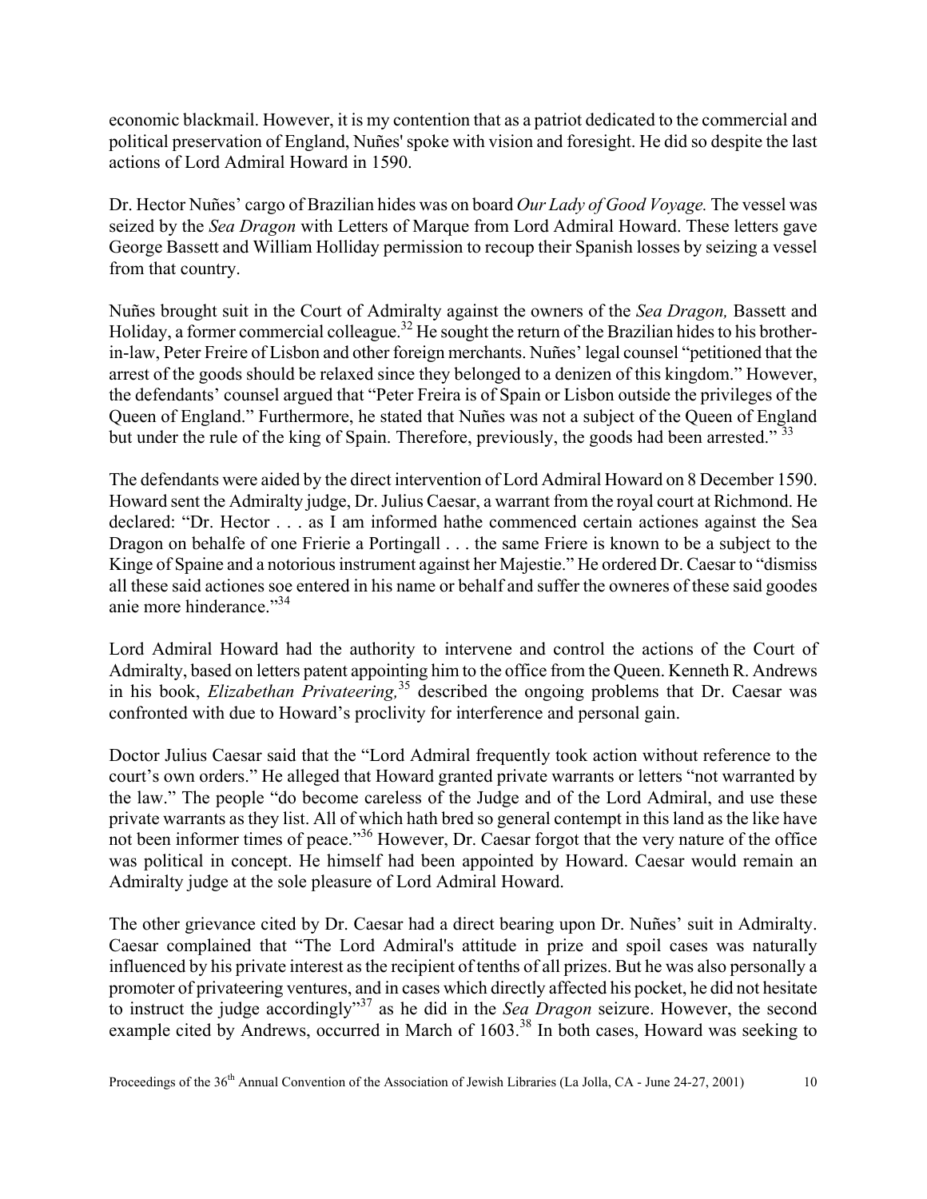economic blackmail. However, it is my contention that as a patriot dedicated to the commercial and political preservation of England, Nuñes' spoke with vision and foresight. He did so despite the last actions of Lord Admiral Howard in 1590.

Dr. Hector Nuñes' cargo of Brazilian hides was on board *Our Lady of Good Voyage.* The vessel was seized by the *Sea Dragon* with Letters of Marque from Lord Admiral Howard. These letters gave George Bassett and William Holliday permission to recoup their Spanish losses by seizing a vessel from that country.

Nuñes brought suit in the Court of Admiralty against the owners of the *Sea Dragon,* Bassett and Holiday, a former commercial colleague.[32] He sought the return of the Brazilian hides to his brother-in-law, Peter Freire of Lisbon and other foreign merchants. Nuñes' legal counsel "petitioned that the arrest of the goods should be relaxed since they belonged to a denizen of this kingdom." However, the defendants' counsel argued that "Peter Freira is of Spain or Lisbon outside the privileges of the Queen of England." Furthermore, he stated that Nuñes was not a subject of the Queen of England but under the rule of the king of Spain. Therefore, previously, the goods had been arrested." [33]

The defendants were aided by the direct intervention of Lord Admiral Howard on 8 December 1590. Howard sent the Admiralty judge, Dr. Julius Caesar, a warrant from the royal court at Richmond. He declared: "Dr. Hector . . . as I am informed hathe commenced certain actiones against the Sea Dragon on behalfe of one Frierie a Portingall . . . the same Friere is known to be a subject to the Kinge of Spaine and a notorious instrument against her Majestie." He ordered Dr. Caesar to "dismiss all these said actiones soe entered in his name or behalf and suffer the owneres of these said goodes anie more hinderance."[34]

Lord Admiral Howard had the authority to intervene and control the actions of the Court of Admiralty, based on letters patent appointing him to the office from the Queen. Kenneth R. Andrews in his book, *Elizabethan Privateering,*[35] described the ongoing problems that Dr. Caesar was confronted with due to Howard's proclivity for interference and personal gain.

Doctor Julius Caesar said that the "Lord Admiral frequently took action without reference to the court's own orders." He alleged that Howard granted private warrants or letters "not warranted by the law." The people "do become careless of the Judge and of the Lord Admiral, and use these private warrants as they list. All of which hath bred so general contempt in this land as the like have not been informer times of peace."[36] However, Dr. Caesar forgot that the very nature of the office was political in concept. He himself had been appointed by Howard. Caesar would remain an Admiralty judge at the sole pleasure of Lord Admiral Howard.

The other grievance cited by Dr. Caesar had a direct bearing upon Dr. Nuñes' suit in Admiralty. Caesar complained that "The Lord Admiral's attitude in prize and spoil cases was naturally influenced by his private interest as the recipient of tenths of all prizes. But he was also personally a promoter of privateering ventures, and in cases which directly affected his pocket, he did not hesitate to instruct the judge accordingly"[37] as he did in the *Sea Dragon* seizure. However, the second example cited by Andrews, occurred in March of 1603.[38] In both cases, Howard was seeking to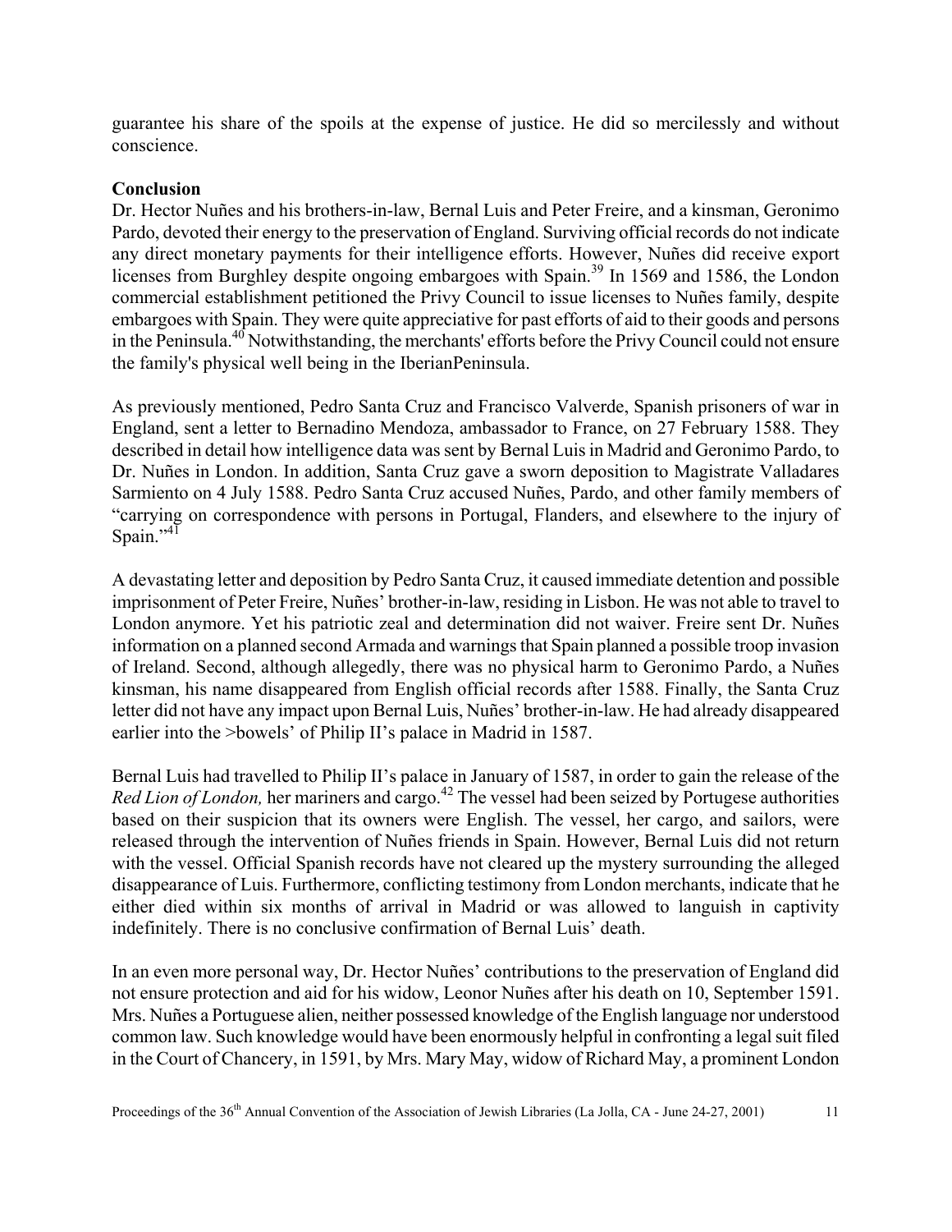guarantee his share of the spoils at the expense of justice. He did so mercilessly and without conscience.

**Conclusion**

Dr. Hector Nuñes and his brothers-in-law, Bernal Luis and Peter Freire, and a kinsman, Geronimo Pardo, devoted their energy to the preservation of England. Surviving official records do not indicate any direct monetary payments for their intelligence efforts. However, Nuñes did receive export licenses from Burghley despite ongoing embargoes with Spain.[39] In 1569 and 1586, the London commercial establishment petitioned the Privy Council to issue licenses to Nuñes family, despite embargoes with Spain. They were quite appreciative for past efforts of aid to their goods and persons in the Peninsula.[40] Notwithstanding, the merchants' efforts before the Privy Council could not ensure the family's physical well being in the IberianPeninsula.

As previously mentioned, Pedro Santa Cruz and Francisco Valverde, Spanish prisoners of war in England, sent a letter to Bernadino Mendoza, ambassador to France, on 27 February 1588. They described in detail how intelligence data was sent by Bernal Luis in Madrid and Geronimo Pardo, to Dr. Nuñes in London. In addition, Santa Cruz gave a sworn deposition to Magistrate Valladares Sarmiento on 4 July 1588. Pedro Santa Cruz accused Nuñes, Pardo, and other family members of "carrying on correspondence with persons in Portugal, Flanders, and elsewhere to the injury of Spain."[41]

A devastating letter and deposition by Pedro Santa Cruz, it caused immediate detention and possible imprisonment of Peter Freire, Nuñes' brother-in-law, residing in Lisbon. He was not able to travel to London anymore. Yet his patriotic zeal and determination did not waiver. Freire sent Dr. Nuñes information on a planned second Armada and warnings that Spain planned a possible troop invasion of Ireland. Second, although allegedly, there was no physical harm to Geronimo Pardo, a Nuñes kinsman, his name disappeared from English official records after 1588. Finally, the Santa Cruz letter did not have any impact upon Bernal Luis, Nuñes' brother-in-law. He had already disappeared earlier into the >bowels' of Philip II's palace in Madrid in 1587.

Bernal Luis had travelled to Philip II's palace in January of 1587, in order to gain the release of the *Red Lion of London,* her mariners and cargo.[42] The vessel had been seized by Portugese authorities based on their suspicion that its owners were English. The vessel, her cargo, and sailors, were released through the intervention of Nuñes friends in Spain. However, Bernal Luis did not return with the vessel. Official Spanish records have not cleared up the mystery surrounding the alleged disappearance of Luis. Furthermore, conflicting testimony from London merchants, indicate that he either died within six months of arrival in Madrid or was allowed to languish in captivity indefinitely. There is no conclusive confirmation of Bernal Luis' death.

In an even more personal way, Dr. Hector Nuñes' contributions to the preservation of England did not ensure protection and aid for his widow, Leonor Nuñes after his death on 10, September 1591. Mrs. Nuñes a Portuguese alien, neither possessed knowledge of the English language nor understood common law. Such knowledge would have been enormously helpful in confronting a legal suit filed in the Court of Chancery, in 1591, by Mrs. Mary May, widow of Richard May, a prominent London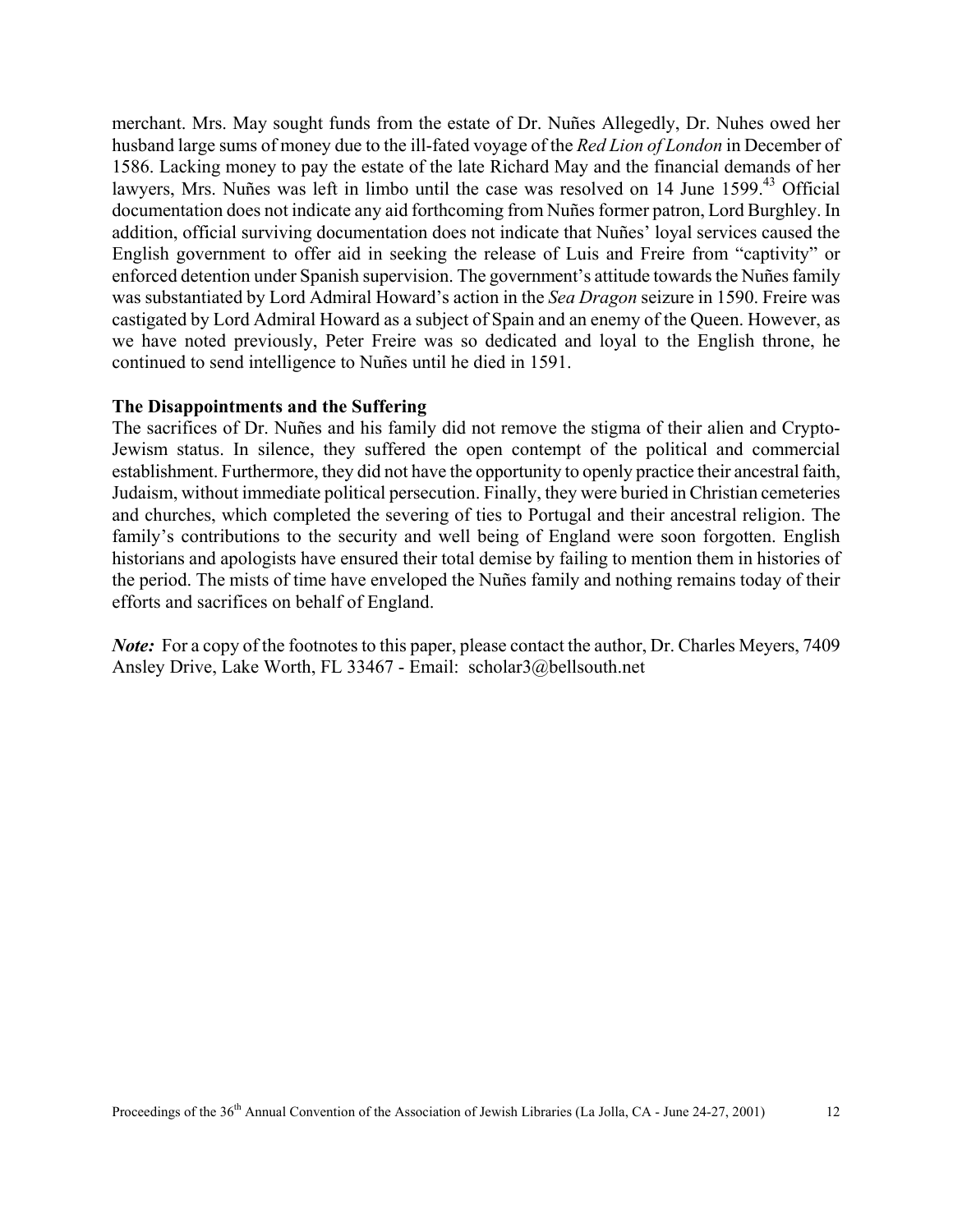merchant. Mrs. May sought funds from the estate of Dr. Nuñes Allegedly, Dr. Nuhes owed her husband large sums of money due to the ill-fated voyage of the *Red Lion of London* in December of 1586. Lacking money to pay the estate of the late Richard May and the financial demands of her lawyers, Mrs. Nuñes was left in limbo until the case was resolved on 14 June 1599.[43] Official documentation does not indicate any aid forthcoming from Nuñes former patron, Lord Burghley. In addition, official surviving documentation does not indicate that Nuñes' loyal services caused the English government to offer aid in seeking the release of Luis and Freire from "captivity" or enforced detention under Spanish supervision. The government's attitude towards the Nuñes family was substantiated by Lord Admiral Howard's action in the *Sea Dragon* seizure in 1590. Freire was castigated by Lord Admiral Howard as a subject of Spain and an enemy of the Queen. However, as we have noted previously, Peter Freire was so dedicated and loyal to the English throne, he continued to send intelligence to Nuñes until he died in 1591.

**The Disappointments and the Suffering**

The sacrifices of Dr. Nuñes and his family did not remove the stigma of their alien and Crypto-Jewism status. In silence, they suffered the open contempt of the political and commercial establishment. Furthermore, they did not have the opportunity to openly practice their ancestral faith, Judaism, without immediate political persecution. Finally, they were buried in Christian cemeteries and churches, which completed the severing of ties to Portugal and their ancestral religion. The family's contributions to the security and well being of England were soon forgotten. English historians and apologists have ensured their total demise by failing to mention them in histories of the period. The mists of time have enveloped the Nuñes family and nothing remains today of their efforts and sacrifices on behalf of England.

***Note:*** For a copy of the footnotes to this paper, please contact the author, Dr. Charles Meyers, 7409 Ansley Drive, Lake Worth, FL 33467 - Email: scholar3@bellsouth.net